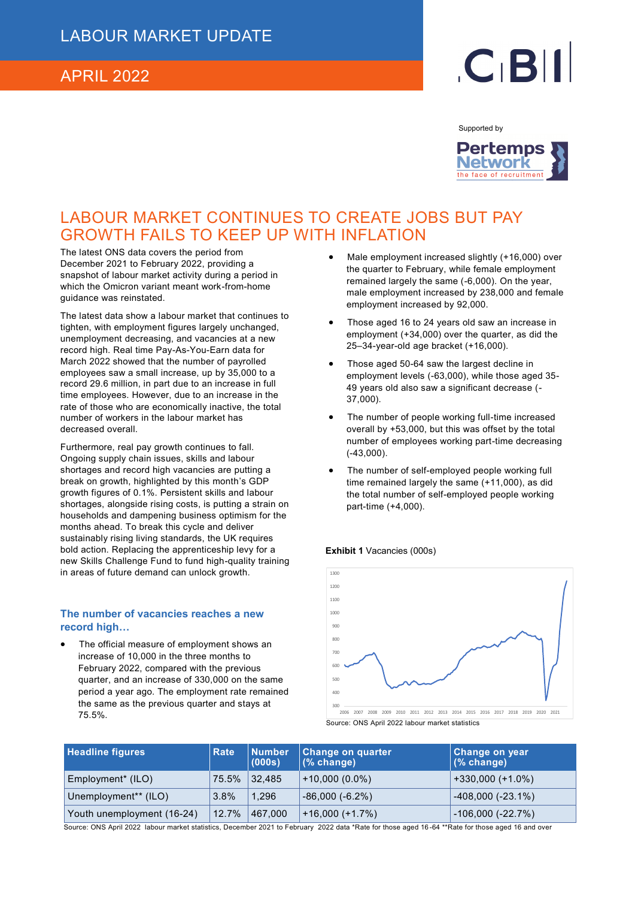# LABOUR MARKET UPDATE

## APRIL 2022

Supported by

# LABOUR MARKET CONTINUES TO CREATE JOBS BUT PAY GROWTH FAILS TO KEEP UP WITH INFLATION

The latest ONS data covers the period from December 2021 to February 2022, providing a snapshot of labour market activity during a period in which the Omicron variant meant work-from-home guidance was reinstated.

The latest data show a labour market that continues to tighten, with employment figures largely unchanged, unemployment decreasing, and vacancies at a new record high. Real time Pay-As-You-Earn data for March 2022 showed that the number of payrolled employees saw a small increase, up by 35,000 to a record 29.6 million, in part due to an increase in full time employees. However, due to an increase in the rate of those who are economically inactive, the total number of workers in the labour market has decreased overall.

Furthermore, real pay growth continues to fall. Ongoing supply chain issues, skills and labour shortages and record high vacancies are putting a break on growth, highlighted by this month's GDP growth figures of 0.1%. Persistent skills and labour shortages, alongside rising costs, is putting a strain on households and dampening business optimism for the months ahead. To break this cycle and deliver sustainably rising living standards, the UK requires bold action. Replacing the apprenticeship levy for a new Skills Challenge Fund to fund high-quality training in areas of future demand can unlock growth.

### The number of vacancies reaches a new record high…

- The official measure of employment shows an increase of 10,000 in the three months to February 2022, compared with the previous quarter, and an increase of 330,000 on the same period a year ago. The employment rate remained the same as the previous quarter and stays at 75.5%.
- Male employment increased slightly (+16,000) over the quarter to February, while female employment remained largely the same (-6,000). On the year, male employment increased by 238,000 and female employment increased by 92,000.
- Those aged 16 to 24 years old saw an increase in employment (+34,000) over the quarter, as did the 25–34-year-old age bracket (+16,000).
- Those aged 50-64 saw the largest decline in employment levels (-63,000), while those aged 35-49 years old also saw a significant decrease (-37,000).
- The number of people working full-time increased overall by +53,000, but this was offset by the total number of employees working part-time decreasing (-43,000).
- The number of self-employed people working full time remained largely the same (+11,000), as did the total number of self-employed people working part-time (+4,000).

**Exhibit 1** Vacancies (000s)

Source: ONS April 2022 labour market statistics

| Headline figures | Rate | Number (000s) | Change on quarter (% change) | Change on year (% change) |
|---|---|---|---|---|
| Employment* (ILO) | 75.5% | 32,485 | +10,000 (0.0%) | +330,000 (+1.0%) |
| Unemployment** (ILO) | 3.8% | 1,296 | -86,000 (-6.2%) | -408,000 (-23.1%) |
| Youth unemployment (16-24) | 12.7% | 467,000 | +16,000 (+1.7%) | -106,000 (-22.7%) |

Source: ONS April 2022 labour market statistics, December 2021 to February 2022 data *Rate for those aged 16-64 **Rate for those aged 16 and over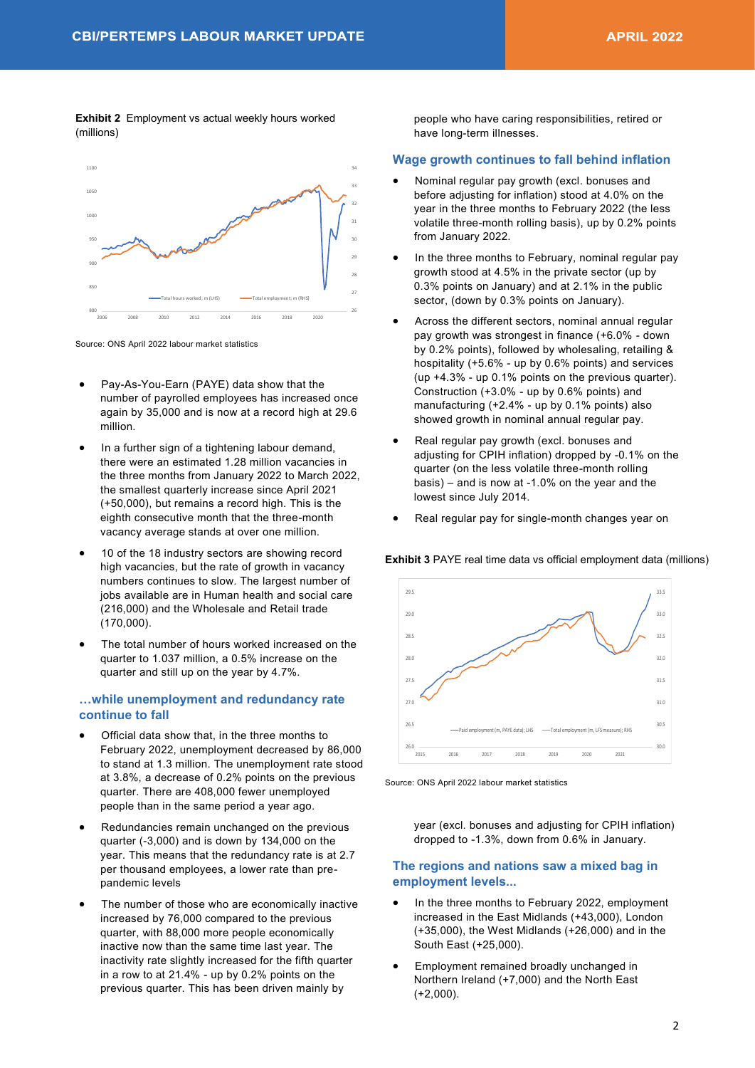**Exhibit 2** Employment vs actual weekly hours worked (millions)

Source: ONS April 2022 labour market statistics

- Pay-As-You-Earn (PAYE) data show that the number of payrolled employees has increased once again by 35,000 and is now at a record high at 29.6 million.
- In a further sign of a tightening labour demand, there were an estimated 1.28 million vacancies in the three months from January 2022 to March 2022, the smallest quarterly increase since April 2021 (+50,000), but remains a record high. This is the eighth consecutive month that the three-month vacancy average stands at over one million.
- 10 of the 18 industry sectors are showing record high vacancies, but the rate of growth in vacancy numbers continues to slow. The largest number of jobs available are in Human health and social care (216,000) and the Wholesale and Retail trade (170,000).
- The total number of hours worked increased on the quarter to 1.037 million, a 0.5% increase on the quarter and still up on the year by 4.7%.

## …while unemployment and redundancy rate continue to fall

- Official data show that, in the three months to February 2022, unemployment decreased by 86,000 to stand at 1.3 million. The unemployment rate stood at 3.8%, a decrease of 0.2% points on the previous quarter. There are 408,000 fewer unemployed people than in the same period a year ago.
- Redundancies remain unchanged on the previous quarter (-3,000) and is down by 134,000 on the year. This means that the redundancy rate is at 2.7 per thousand employees, a lower rate than pre-pandemic levels
- The number of those who are economically inactive increased by 76,000 compared to the previous quarter, with 88,000 more people economically inactive now than the same time last year. The inactivity rate slightly increased for the fifth quarter in a row to at 21.4% - up by 0.2% points on the previous quarter. This has been driven mainly by people who have caring responsibilities, retired or have long-term illnesses.

## Wage growth continues to fall behind inflation

- Nominal regular pay growth (excl. bonuses and before adjusting for inflation) stood at 4.0% on the year in the three months to February 2022 (the less volatile three-month rolling basis), up by 0.2% points from January 2022.
- In the three months to February, nominal regular pay growth stood at 4.5% in the private sector (up by 0.3% points on January) and at 2.1% in the public sector, (down by 0.3% points on January).
- Across the different sectors, nominal annual regular pay growth was strongest in finance (+6.0% - down by 0.2% points), followed by wholesaling, retailing & hospitality (+5.6% - up by 0.6% points) and services (up +4.3% - up 0.1% points on the previous quarter). Construction (+3.0% - up by 0.6% points) and manufacturing (+2.4% - up by 0.1% points) also showed growth in nominal annual regular pay.
- Real regular pay growth (excl. bonuses and adjusting for CPIH inflation) dropped by -0.1% on the quarter (on the less volatile three-month rolling basis) – and is now at -1.0% on the year and the lowest since July 2014.
- Real regular pay for single-month changes year on year (excl. bonuses and adjusting for CPIH inflation) dropped to -1.3%, down from 0.6% in January.

**Exhibit 3** PAYE real time data vs official employment data (millions)

Source: ONS April 2022 labour market statistics

## The regions and nations saw a mixed bag in employment levels...

- In the three months to February 2022, employment increased in the East Midlands (+43,000), London (+35,000), the West Midlands (+26,000) and in the South East (+25,000).
- Employment remained broadly unchanged in Northern Ireland (+7,000) and the North East (+2,000).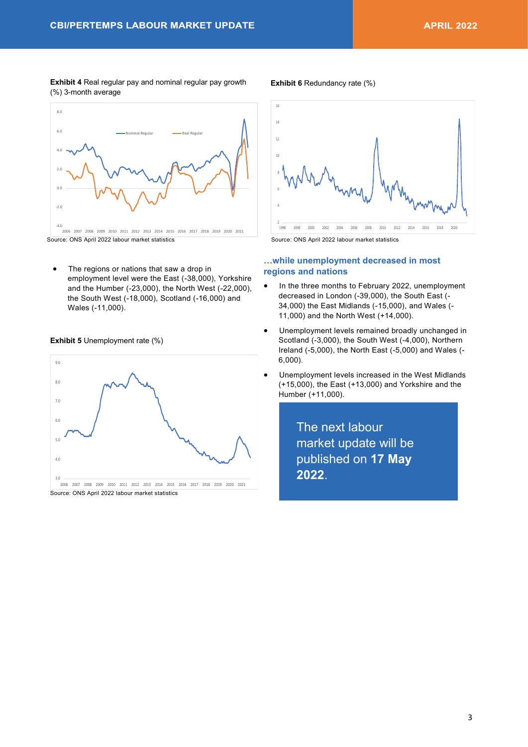**Exhibit 4** Real regular pay and nominal regular pay growth (%) 3-month average

Source: ONS April 2022 labour market statistics

- The regions or nations that saw a drop in employment level were the East (-38,000), Yorkshire and the Humber (-23,000), the North West (-22,000), the South West (-18,000), Scotland (-16,000) and Wales (-11,000).

**Exhibit 5** Unemployment rate (%)

Source: ONS April 2022 labour market statistics

**Exhibit 6** Redundancy rate (%)

Source: ONS April 2022 labour market statistics

### …while unemployment decreased in most regions and nations

- In the three months to February 2022, unemployment decreased in London (-39,000), the South East (-34,000) the East Midlands (-15,000), and Wales (-11,000) and the North West (+14,000).
- Unemployment levels remained broadly unchanged in Scotland (-3,000), the South West (-4,000), Northern Ireland (-5,000), the North East (-5,000) and Wales (-6,000).
- Unemployment levels increased in the West Midlands (+15,000), the East (+13,000) and Yorkshire and the Humber (+11,000).

The next labour market update will be published on **17 May 2022**.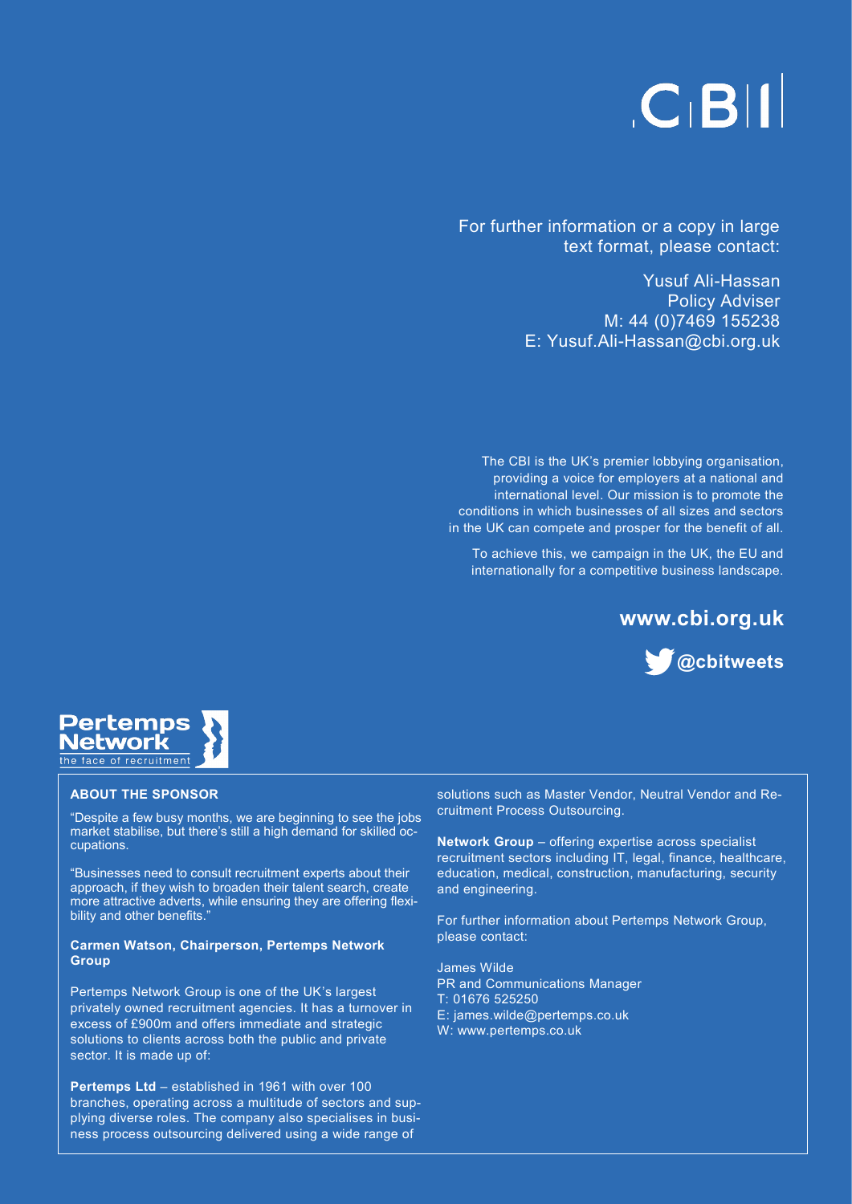CBI

For further information or a copy in large text format, please contact:

Yusuf Ali-Hassan
Policy Adviser
M: 44 (0)7469 155238
E: Yusuf.Ali-Hassan@cbi.org.uk

The CBI is the UK's premier lobbying organisation, providing a voice for employers at a national and international level. Our mission is to promote the conditions in which businesses of all sizes and sectors in the UK can compete and prosper for the benefit of all.

To achieve this, we campaign in the UK, the EU and internationally for a competitive business landscape.

**www.cbi.org.uk**

**@cbitweets**

Pertemps Network
the face of recruitment

**ABOUT THE SPONSOR**

"Despite a few busy months, we are beginning to see the jobs market stabilise, but there's still a high demand for skilled occupations.

"Businesses need to consult recruitment experts about their approach, if they wish to broaden their talent search, create more attractive adverts, while ensuring they are offering flexibility and other benefits."

**Carmen Watson, Chairperson, Pertemps Network Group**

Pertemps Network Group is one of the UK's largest privately owned recruitment agencies. It has a turnover in excess of £900m and offers immediate and strategic solutions to clients across both the public and private sector. It is made up of:

**Pertemps Ltd** – established in 1961 with over 100 branches, operating across a multitude of sectors and supplying diverse roles. The company also specialises in business process outsourcing delivered using a wide range of solutions such as Master Vendor, Neutral Vendor and Recruitment Process Outsourcing.

**Network Group** – offering expertise across specialist recruitment sectors including IT, legal, finance, healthcare, education, medical, construction, manufacturing, security and engineering.

For further information about Pertemps Network Group, please contact:

James Wilde
PR and Communications Manager
T: 01676 525250
E: james.wilde@pertemps.co.uk
W: www.pertemps.co.uk